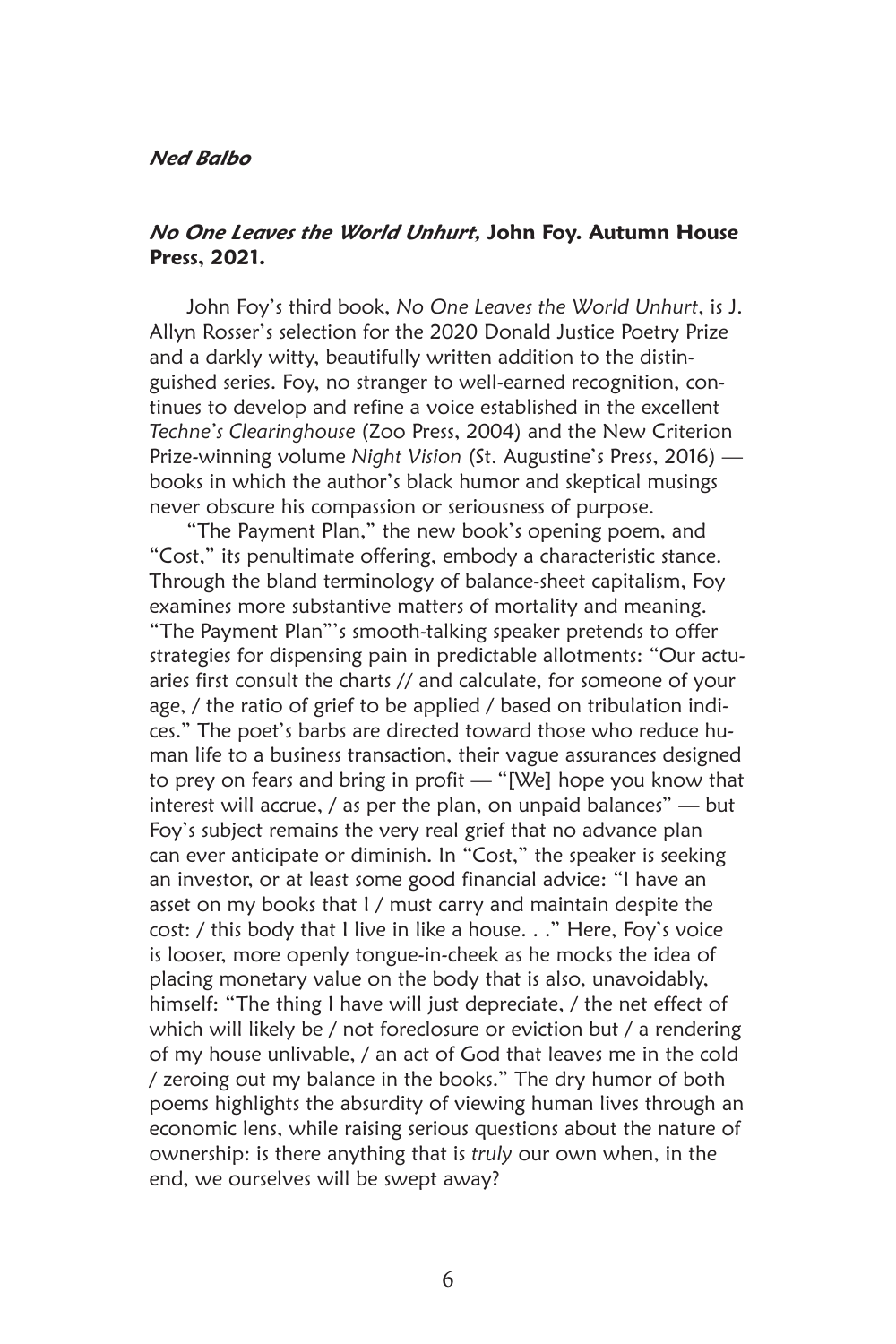***Ned Balbo***

***No One Leaves the World Unhurt,* John Foy. Autumn House Press, 2021.**

John Foy's third book, *No One Leaves the World Unhurt*, is J. Allyn Rosser's selection for the 2020 Donald Justice Poetry Prize and a darkly witty, beautifully written addition to the distinguished series. Foy, no stranger to well-earned recognition, continues to develop and refine a voice established in the excellent *Techne's Clearinghouse* (Zoo Press, 2004) and the New Criterion Prize-winning volume *Night Vision* (St. Augustine's Press, 2016) — books in which the author's black humor and skeptical musings never obscure his compassion or seriousness of purpose.

"The Payment Plan," the new book's opening poem, and "Cost," its penultimate offering, embody a characteristic stance. Through the bland terminology of balance-sheet capitalism, Foy examines more substantive matters of mortality and meaning. "The Payment Plan"'s smooth-talking speaker pretends to offer strategies for dispensing pain in predictable allotments: "Our actuaries first consult the charts // and calculate, for someone of your age, / the ratio of grief to be applied / based on tribulation indices." The poet's barbs are directed toward those who reduce human life to a business transaction, their vague assurances designed to prey on fears and bring in profit — "[We] hope you know that interest will accrue, / as per the plan, on unpaid balances" — but Foy's subject remains the very real grief that no advance plan can ever anticipate or diminish. In "Cost," the speaker is seeking an investor, or at least some good financial advice: "I have an asset on my books that I / must carry and maintain despite the cost: / this body that I live in like a house. . ." Here, Foy's voice is looser, more openly tongue-in-cheek as he mocks the idea of placing monetary value on the body that is also, unavoidably, himself: "The thing I have will just depreciate, / the net effect of which will likely be / not foreclosure or eviction but / a rendering of my house unlivable, / an act of God that leaves me in the cold / zeroing out my balance in the books." The dry humor of both poems highlights the absurdity of viewing human lives through an economic lens, while raising serious questions about the nature of ownership: is there anything that is *truly* our own when, in the end, we ourselves will be swept away?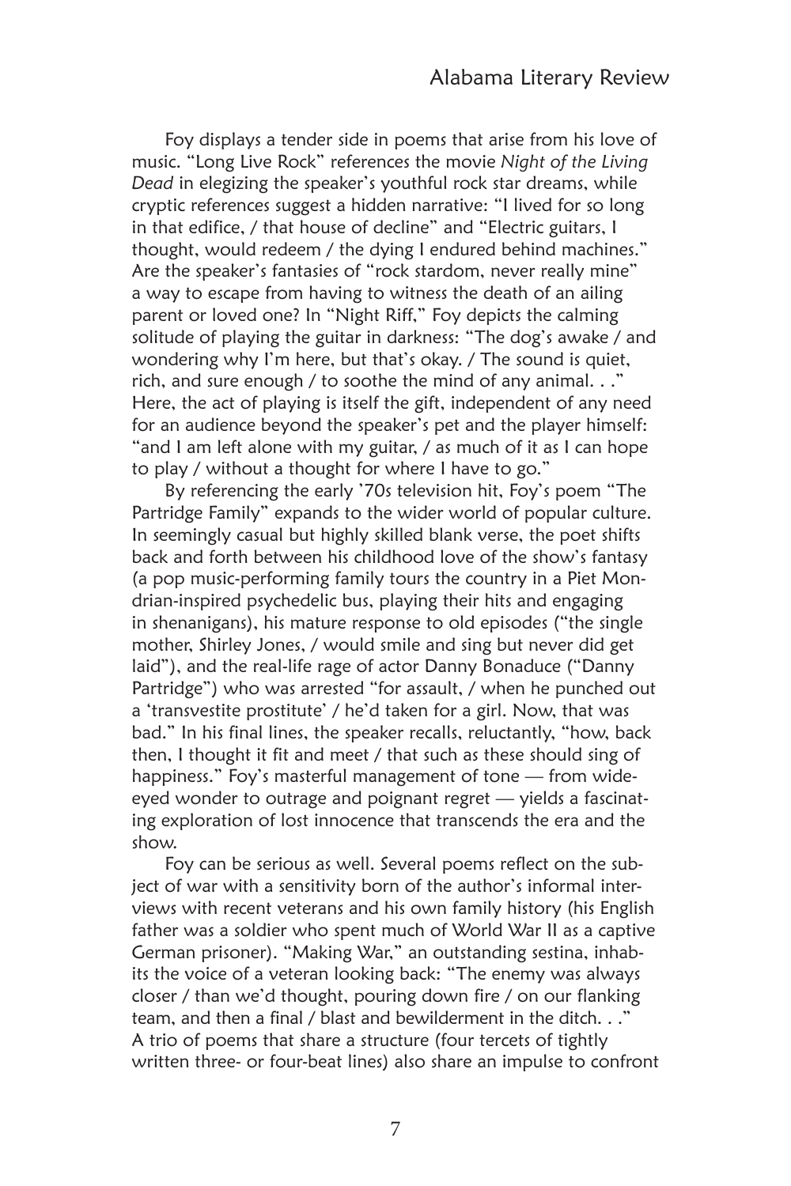Foy displays a tender side in poems that arise from his love of music. "Long Live Rock" references the movie *Night of the Living Dead* in elegizing the speaker's youthful rock star dreams, while cryptic references suggest a hidden narrative: "I lived for so long in that edifice, / that house of decline" and "Electric guitars, I thought, would redeem / the dying I endured behind machines." Are the speaker's fantasies of "rock stardom, never really mine" a way to escape from having to witness the death of an ailing parent or loved one? In "Night Riff," Foy depicts the calming solitude of playing the guitar in darkness: "The dog's awake / and wondering why I'm here, but that's okay. / The sound is quiet, rich, and sure enough / to soothe the mind of any animal. . ." Here, the act of playing is itself the gift, independent of any need for an audience beyond the speaker's pet and the player himself: "and I am left alone with my guitar, / as much of it as I can hope to play / without a thought for where I have to go."

By referencing the early '70s television hit, Foy's poem "The Partridge Family" expands to the wider world of popular culture. In seemingly casual but highly skilled blank verse, the poet shifts back and forth between his childhood love of the show's fantasy (a pop music-performing family tours the country in a Piet Mondrian-inspired psychedelic bus, playing their hits and engaging in shenanigans), his mature response to old episodes ("the single mother, Shirley Jones, / would smile and sing but never did get laid"), and the real-life rage of actor Danny Bonaduce ("Danny Partridge") who was arrested "for assault, / when he punched out a 'transvestite prostitute' / he'd taken for a girl. Now, that was bad." In his final lines, the speaker recalls, reluctantly, "how, back then, I thought it fit and meet / that such as these should sing of happiness." Foy's masterful management of tone — from wide-eyed wonder to outrage and poignant regret — yields a fascinating exploration of lost innocence that transcends the era and the show.

Foy can be serious as well. Several poems reflect on the subject of war with a sensitivity born of the author's informal interviews with recent veterans and his own family history (his English father was a soldier who spent much of World War II as a captive German prisoner). "Making War," an outstanding sestina, inhabits the voice of a veteran looking back: "The enemy was always closer / than we'd thought, pouring down fire / on our flanking team, and then a final / blast and bewilderment in the ditch. . ." A trio of poems that share a structure (four tercets of tightly written three- or four-beat lines) also share an impulse to confront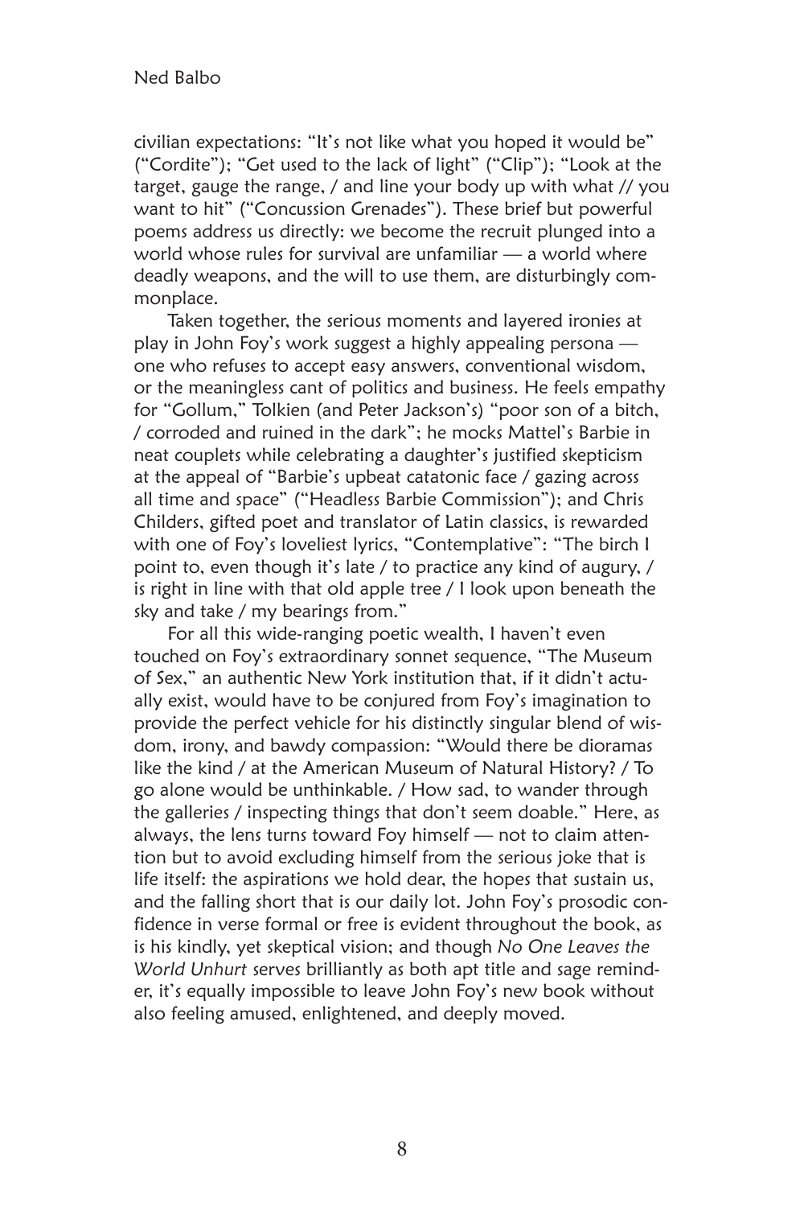civilian expectations: "It's not like what you hoped it would be" ("Cordite"); "Get used to the lack of light" ("Clip"); "Look at the target, gauge the range, / and line your body up with what // you want to hit" ("Concussion Grenades"). These brief but powerful poems address us directly: we become the recruit plunged into a world whose rules for survival are unfamiliar — a world where deadly weapons, and the will to use them, are disturbingly commonplace.

Taken together, the serious moments and layered ironies at play in John Foy's work suggest a highly appealing persona — one who refuses to accept easy answers, conventional wisdom, or the meaningless cant of politics and business. He feels empathy for "Gollum," Tolkien (and Peter Jackson's) "poor son of a bitch, / corroded and ruined in the dark"; he mocks Mattel's Barbie in neat couplets while celebrating a daughter's justified skepticism at the appeal of "Barbie's upbeat catatonic face / gazing across all time and space" ("Headless Barbie Commission"); and Chris Childers, gifted poet and translator of Latin classics, is rewarded with one of Foy's loveliest lyrics, "Contemplative": "The birch I point to, even though it's late / to practice any kind of augury, / is right in line with that old apple tree / I look upon beneath the sky and take / my bearings from."

For all this wide-ranging poetic wealth, I haven't even touched on Foy's extraordinary sonnet sequence, "The Museum of Sex," an authentic New York institution that, if it didn't actually exist, would have to be conjured from Foy's imagination to provide the perfect vehicle for his distinctly singular blend of wisdom, irony, and bawdy compassion: "Would there be dioramas like the kind / at the American Museum of Natural History? / To go alone would be unthinkable. / How sad, to wander through the galleries / inspecting things that don't seem doable." Here, as always, the lens turns toward Foy himself — not to claim attention but to avoid excluding himself from the serious joke that is life itself: the aspirations we hold dear, the hopes that sustain us, and the falling short that is our daily lot. John Foy's prosodic confidence in verse formal or free is evident throughout the book, as is his kindly, yet skeptical vision; and though *No One Leaves the World Unhurt* serves brilliantly as both apt title and sage reminder, it's equally impossible to leave John Foy's new book without also feeling amused, enlightened, and deeply moved.